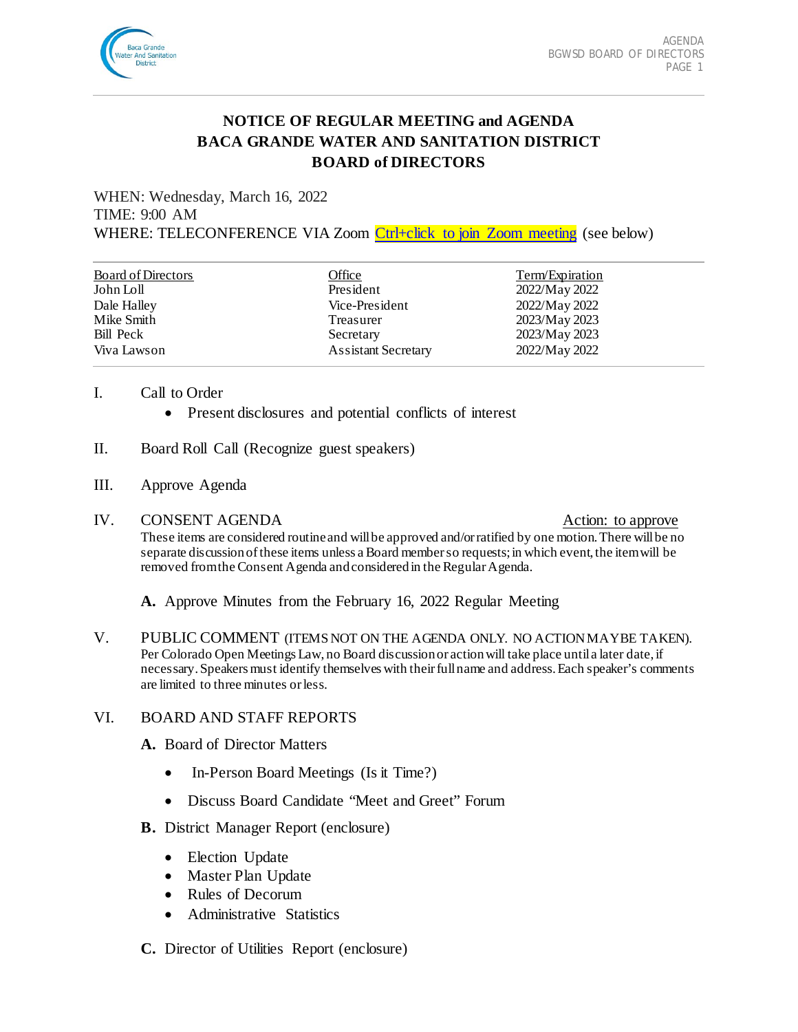# NOTICE OF REGULAR MEETING and AGENDA
# BACA GRANDE WATER AND SANITATION DISTRICT
# BOARD of DIRECTORS

WHEN: Wednesday, March 16, 2022
TIME: 9:00 AM
WHERE: TELECONFERENCE VIA Zoom Ctrl+click to join Zoom meeting (see below)

| Board of Directors | Office | Term/Expiration |
|---|---|---|
| John Loll | President | 2022/May 2022 |
| Dale Halley | Vice-President | 2022/May 2022 |
| Mike Smith | Treasurer | 2023/May 2023 |
| Bill Peck | Secretary | 2023/May 2023 |
| Viva Lawson | Assistant Secretary | 2022/May 2022 |

I. Call to Order
- Present disclosures and potential conflicts of interest

II. Board Roll Call (Recognize guest speakers)

III. Approve Agenda

IV. CONSENT AGENDA — Action: to approve

These items are considered routine and will be approved and/or ratified by one motion. There will be no separate discussion of these items unless a Board member so requests; in which event, the item will be removed from the Consent Agenda and considered in the Regular Agenda.

**A.** Approve Minutes from the February 16, 2022 Regular Meeting

V. PUBLIC COMMENT (ITEMS NOT ON THE AGENDA ONLY. NO ACTION MAYBE TAKEN). Per Colorado Open Meetings Law, no Board discussion or action will take place until a later date, if necessary. Speakers must identify themselves with their full name and address. Each speaker's comments are limited to three minutes or less.

VI. BOARD AND STAFF REPORTS

**A.** Board of Director Matters
- In-Person Board Meetings (Is it Time?)
- Discuss Board Candidate "Meet and Greet" Forum

**B.** District Manager Report (enclosure)
- Election Update
- Master Plan Update
- Rules of Decorum
- Administrative Statistics

**C.** Director of Utilities Report (enclosure)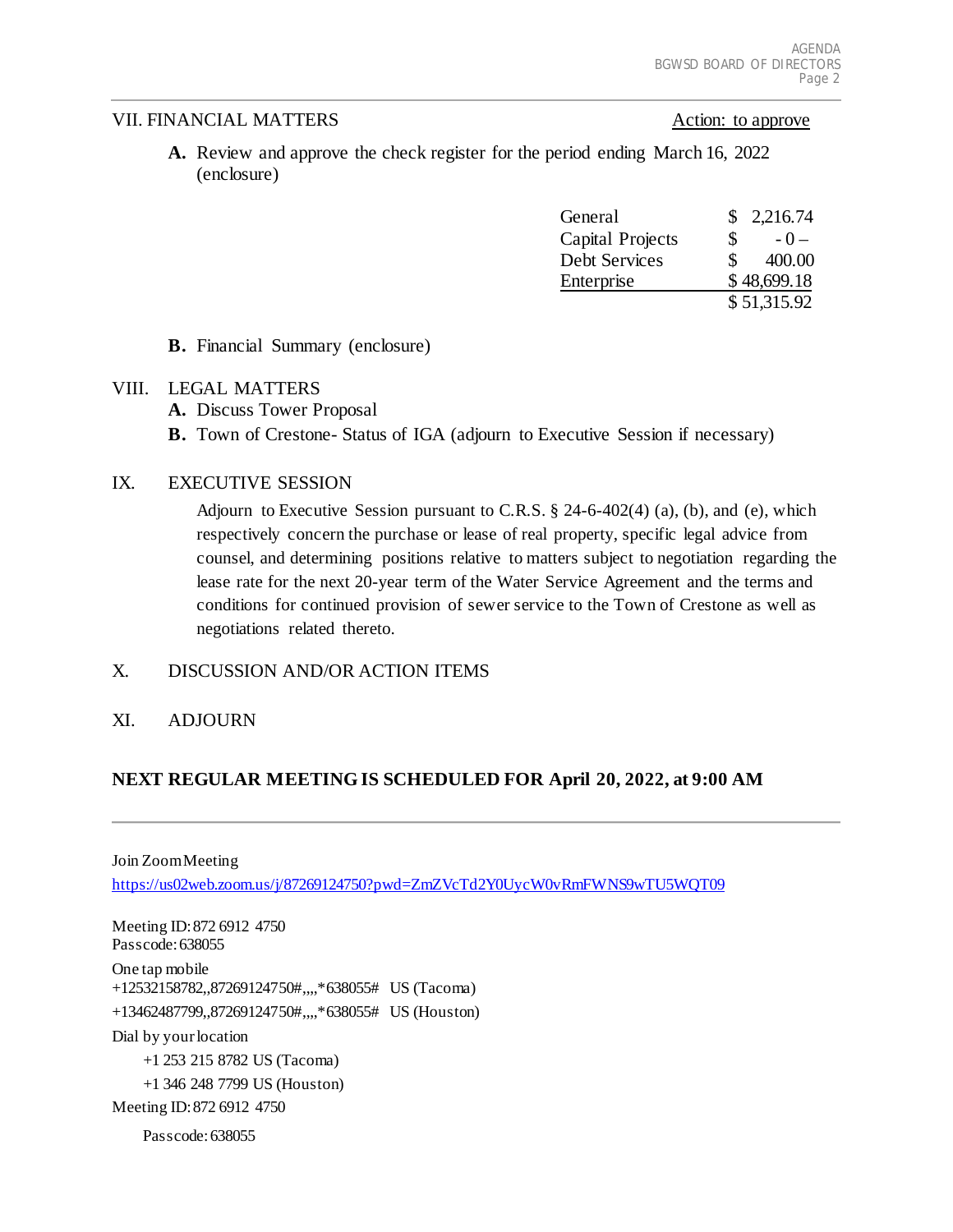## VII. FINANCIAL MATTERS

Action: to approve

**A.** Review and approve the check register for the period ending March 16, 2022 (enclosure)

| | |
|---|---|
| General | $ 2,216.74 |
| Capital Projects | $ - 0 – |
| Debt Services | $ 400.00 |
| Enterprise | $ 48,699.18 |
| | $ 51,315.92 |

**B.** Financial Summary (enclosure)

## VIII. LEGAL MATTERS

**A.** Discuss Tower Proposal

**B.** Town of Crestone- Status of IGA (adjourn to Executive Session if necessary)

## IX. EXECUTIVE SESSION

Adjourn to Executive Session pursuant to C.R.S. § 24-6-402(4) (a), (b), and (e), which respectively concern the purchase or lease of real property, specific legal advice from counsel, and determining positions relative to matters subject to negotiation regarding the lease rate for the next 20-year term of the Water Service Agreement and the terms and conditions for continued provision of sewer service to the Town of Crestone as well as negotiations related thereto.

## X. DISCUSSION AND/OR ACTION ITEMS

## XI. ADJOURN

**NEXT REGULAR MEETING IS SCHEDULED FOR April 20, 2022, at 9:00 AM**

---

Join Zoom Meeting
https://us02web.zoom.us/j/87269124750?pwd=ZmZVcTd2Y0UycW0vRmFWNS9wTU5WQT09

Meeting ID: 872 6912 4750
Passcode: 638055
One tap mobile
+12532158782,,87269124750#,,,,*638055# US (Tacoma)
+13462487799,,87269124750#,,,,*638055# US (Houston)
Dial by your location
+1 253 215 8782 US (Tacoma)
+1 346 248 7799 US (Houston)
Meeting ID: 872 6912 4750
Passcode: 638055